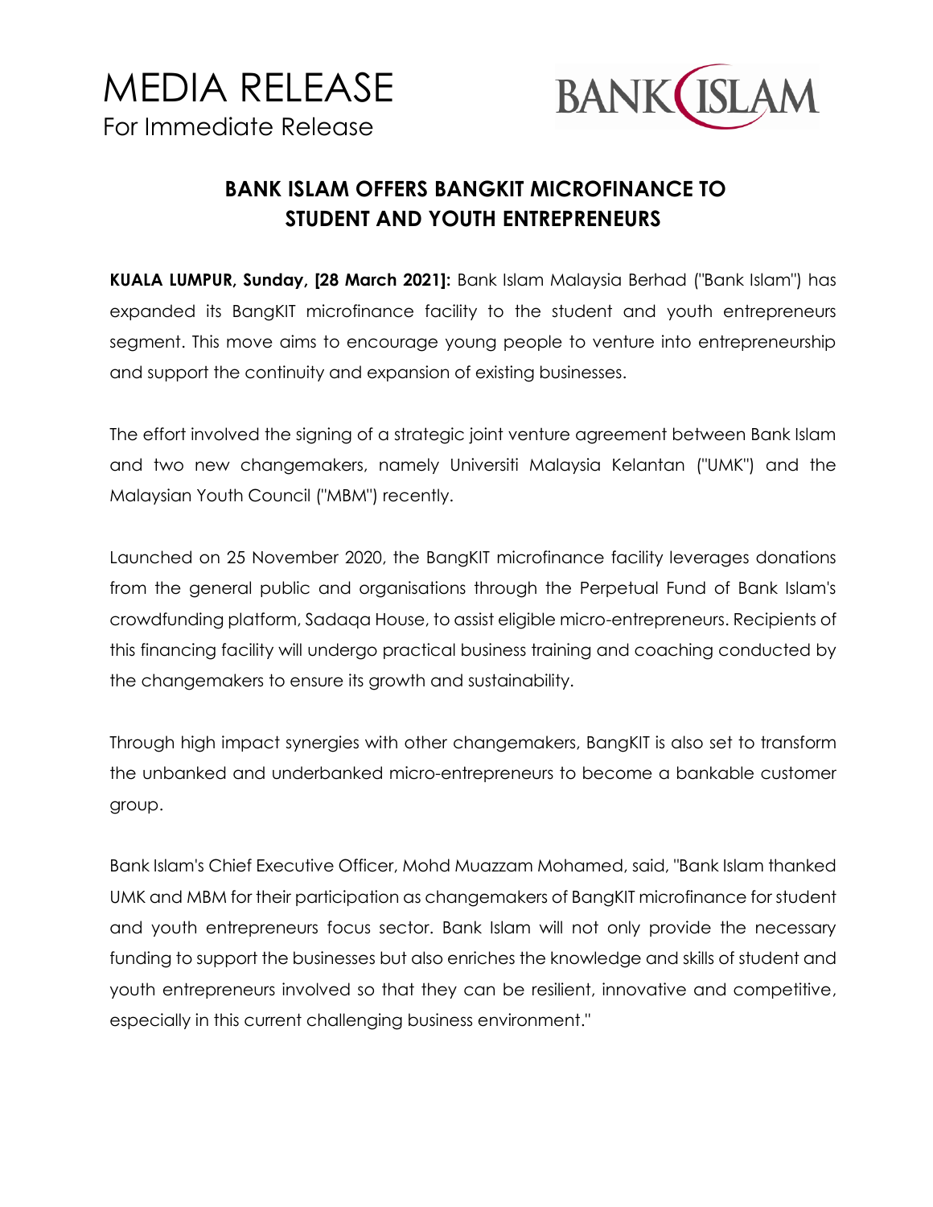# MEDIA RELEASE

For Immediate Release

BANK ISLAM

## BANK ISLAM OFFERS BANGKIT MICROFINANCE TO STUDENT AND YOUTH ENTREPRENEURS

**KUALA LUMPUR, Sunday, [28 March 2021]:** Bank Islam Malaysia Berhad ("Bank Islam") has expanded its BangKIT microfinance facility to the student and youth entrepreneurs segment. This move aims to encourage young people to venture into entrepreneurship and support the continuity and expansion of existing businesses.

The effort involved the signing of a strategic joint venture agreement between Bank Islam and two new changemakers, namely Universiti Malaysia Kelantan ("UMK") and the Malaysian Youth Council ("MBM") recently.

Launched on 25 November 2020, the BangKIT microfinance facility leverages donations from the general public and organisations through the Perpetual Fund of Bank Islam's crowdfunding platform, Sadaqa House, to assist eligible micro-entrepreneurs. Recipients of this financing facility will undergo practical business training and coaching conducted by the changemakers to ensure its growth and sustainability.

Through high impact synergies with other changemakers, BangKIT is also set to transform the unbanked and underbanked micro-entrepreneurs to become a bankable customer group.

Bank Islam's Chief Executive Officer, Mohd Muazzam Mohamed, said, "Bank Islam thanked UMK and MBM for their participation as changemakers of BangKIT microfinance for student and youth entrepreneurs focus sector. Bank Islam will not only provide the necessary funding to support the businesses but also enriches the knowledge and skills of student and youth entrepreneurs involved so that they can be resilient, innovative and competitive, especially in this current challenging business environment."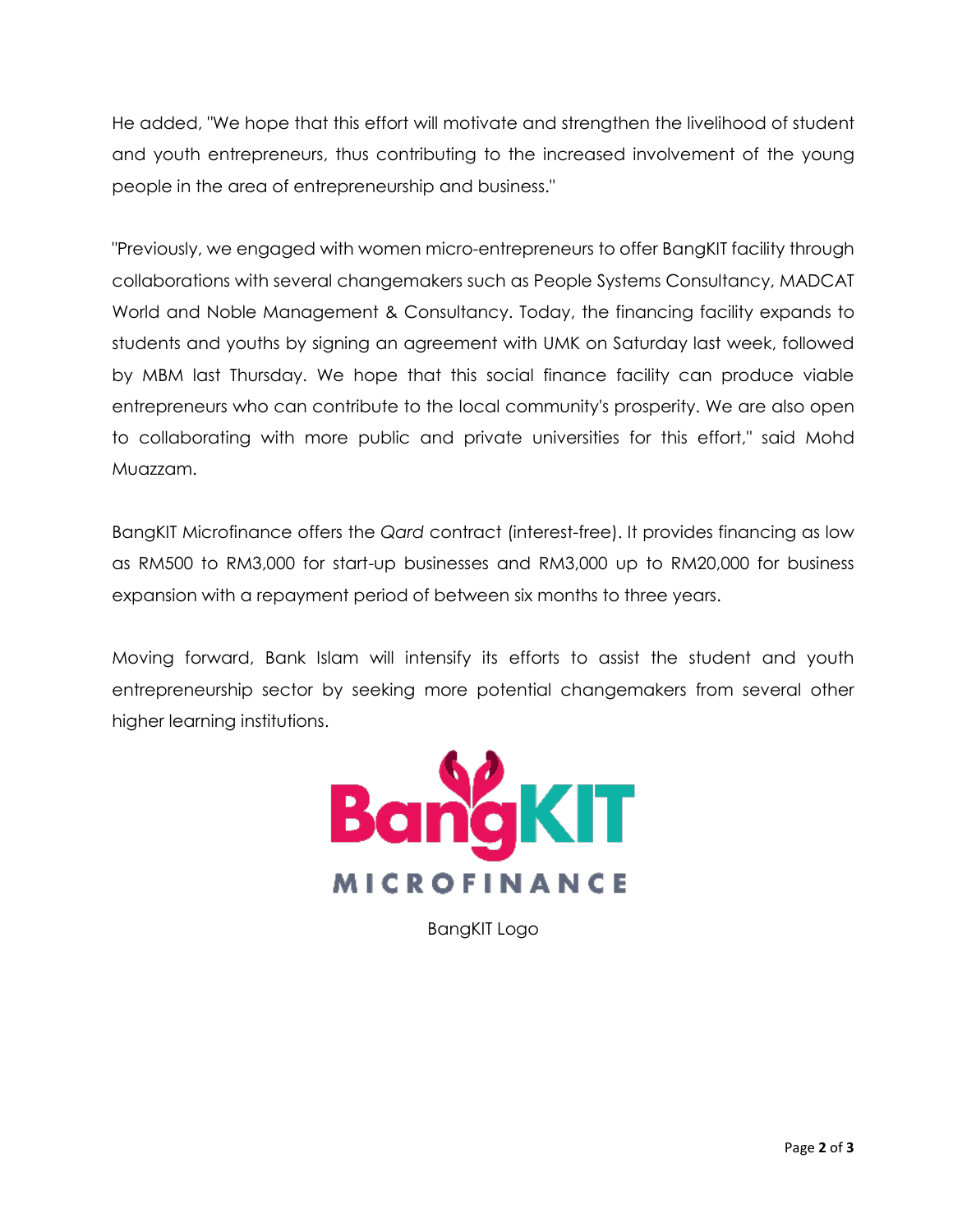He added, "We hope that this effort will motivate and strengthen the livelihood of student and youth entrepreneurs, thus contributing to the increased involvement of the young people in the area of entrepreneurship and business."

"Previously, we engaged with women micro-entrepreneurs to offer BangKIT facility through collaborations with several changemakers such as People Systems Consultancy, MADCAT World and Noble Management & Consultancy. Today, the financing facility expands to students and youths by signing an agreement with UMK on Saturday last week, followed by MBM last Thursday. We hope that this social finance facility can produce viable entrepreneurs who can contribute to the local community's prosperity. We are also open to collaborating with more public and private universities for this effort," said Mohd Muazzam.

BangKIT Microfinance offers the *Qard* contract (interest-free). It provides financing as low as RM500 to RM3,000 for start-up businesses and RM3,000 up to RM20,000 for business expansion with a repayment period of between six months to three years.

Moving forward, Bank Islam will intensify its efforts to assist the student and youth entrepreneurship sector by seeking more potential changemakers from several other higher learning institutions.

BangKIT Logo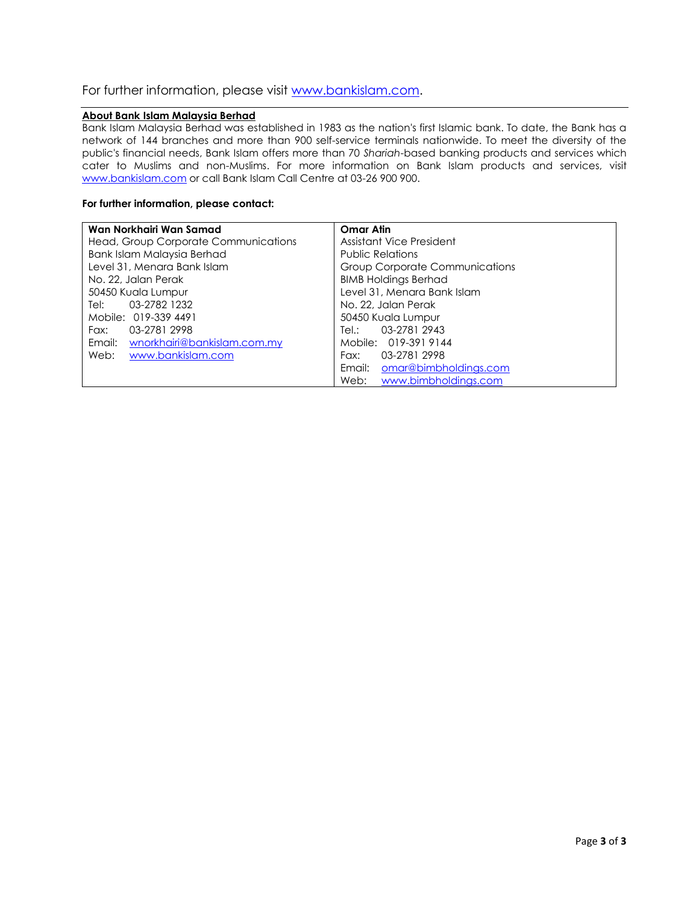For further information, please visit www.bankislam.com.

---

**About Bank Islam Malaysia Berhad**

Bank Islam Malaysia Berhad was established in 1983 as the nation's first Islamic bank. To date, the Bank has a network of 144 branches and more than 900 self-service terminals nationwide. To meet the diversity of the public's financial needs, Bank Islam offers more than 70 *Shariah*-based banking products and services which cater to Muslims and non-Muslims. For more information on Bank Islam products and services, visit www.bankislam.com or call Bank Islam Call Centre at 03-26 900 900.

**For further information, please contact:**

| | |
|---|---|
| **Wan Norkhairi Wan Samad**<br>Head, Group Corporate Communications<br>Bank Islam Malaysia Berhad<br>Level 31, Menara Bank Islam<br>No. 22, Jalan Perak<br>50450 Kuala Lumpur<br>Tel: 03-2782 1232<br>Mobile: 019-339 4491<br>Fax: 03-2781 2998<br>Email: wnorkhairi@bankislam.com.my<br>Web: www.bankislam.com | **Omar Atin**<br>Assistant Vice President<br>Public Relations<br>Group Corporate Communications<br>BIMB Holdings Berhad<br>Level 31, Menara Bank Islam<br>No. 22, Jalan Perak<br>50450 Kuala Lumpur<br>Tel.: 03-2781 2943<br>Mobile: 019-391 9144<br>Fax: 03-2781 2998<br>Email: omar@bimbholdings.com<br>Web: www.bimbholdings.com |